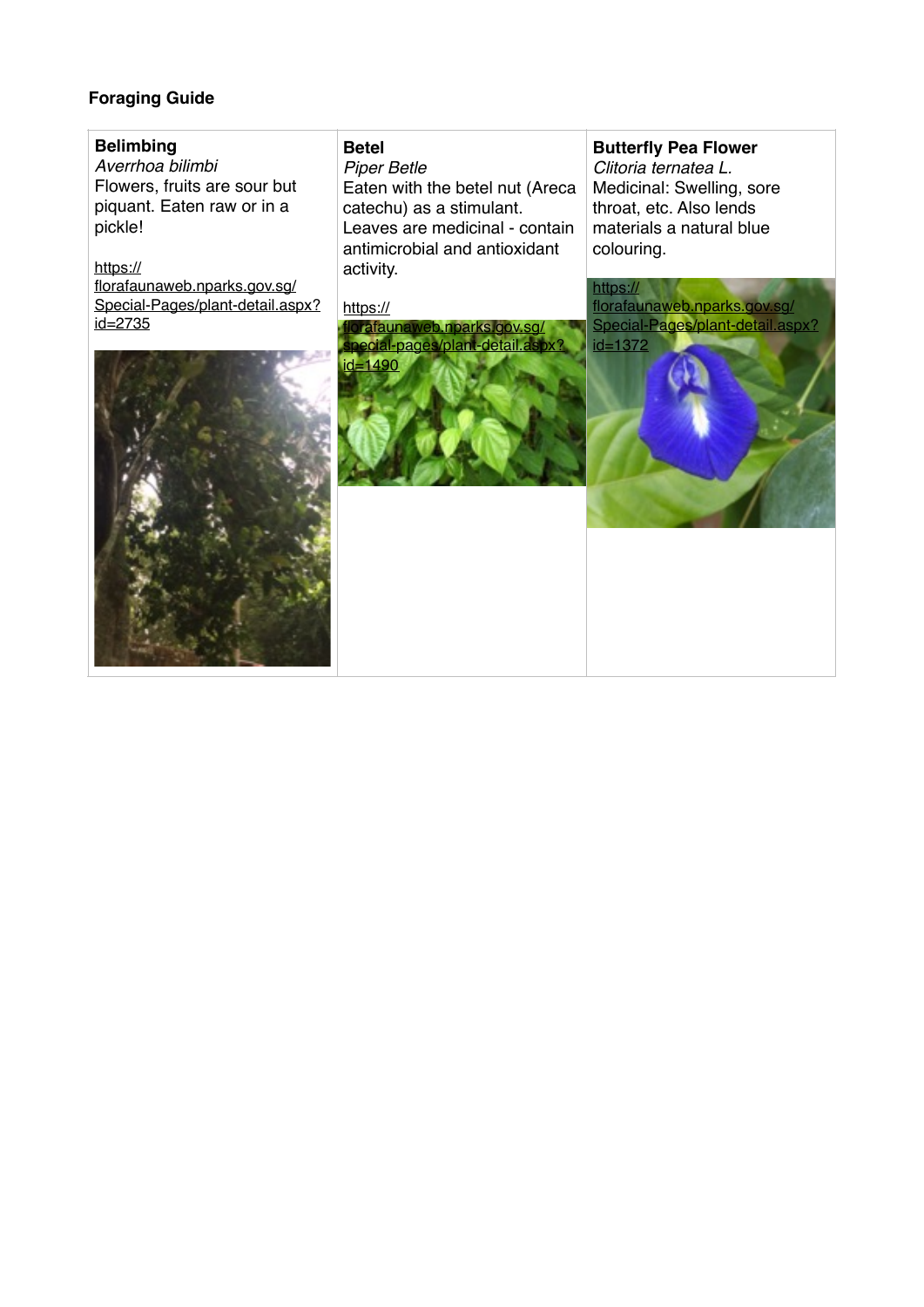**Foraging Guide**

| **Belimbing**<br>*Averrhoa bilimbi*<br>Flowers, fruits are sour but piquant. Eaten raw or in a pickle!<br><br>https://florafaunaweb.nparks.gov.sg/Special-Pages/plant-detail.aspx?id=2735 | **Betel**<br>*Piper Betle*<br>Eaten with the betel nut (Areca catechu) as a stimulant. Leaves are medicinal - contain antimicrobial and antioxidant activity.<br><br>https://florafaunaweb.nparks.gov.sg/special-pages/plant-detail.aspx?id=1490 | **Butterfly Pea Flower**<br>*Clitoria ternatea L.*<br>Medicinal: Swelling, sore throat, etc. Also lends materials a natural blue colouring.<br><br>https://florafaunaweb.nparks.gov.sg/Special-Pages/plant-detail.aspx?id=1372 |
|---|---|---|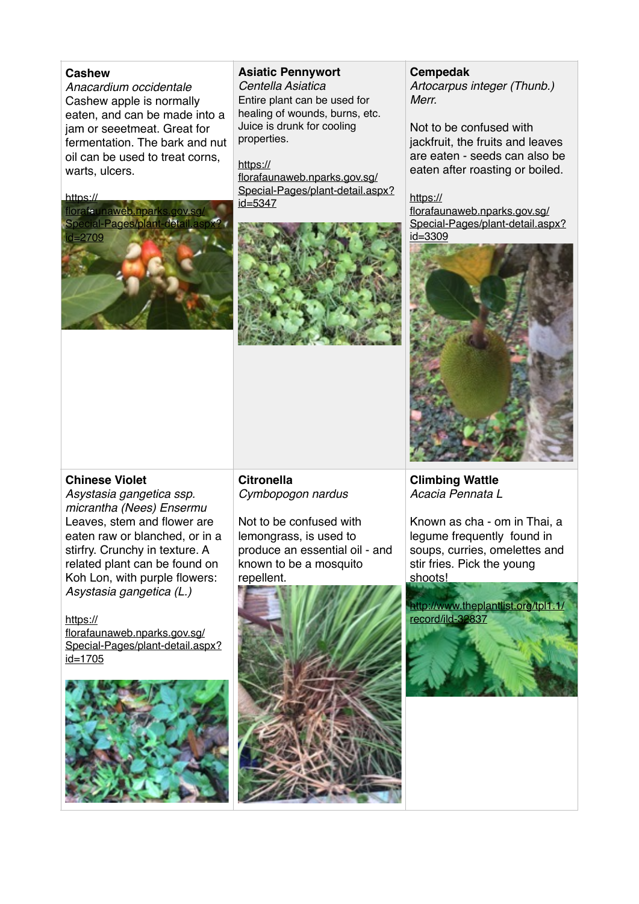**Cashew**
*Anacardium occidentale*
Cashew apple is normally eaten, and can be made into a jam or seeetmeat. Great for fermentation. The bark and nut oil can be used to treat corns, warts, ulcers.

https://florafaunaweb.nparks.gov.sg/Special-Pages/plant-detail.aspx?id=2709

**Asiatic Pennywort**
*Centella Asiatica*
Entire plant can be used for healing of wounds, burns, etc. Juice is drunk for cooling properties.

https://florafaunaweb.nparks.gov.sg/Special-Pages/plant-detail.aspx?id=5347

**Cempedak**
*Artocarpus integer (Thunb.) Merr.*

Not to be confused with jackfruit, the fruits and leaves are eaten - seeds can also be eaten after roasting or boiled.

https://florafaunaweb.nparks.gov.sg/Special-Pages/plant-detail.aspx?id=3309

**Chinese Violet**
*Asystasia gangetica ssp. micrantha (Nees) Ensermu*
Leaves, stem and flower are eaten raw or blanched, or in a stirfry. Crunchy in texture. A related plant can be found on Koh Lon, with purple flowers: *Asystasia gangetica (L.)*

https://florafaunaweb.nparks.gov.sg/Special-Pages/plant-detail.aspx?id=1705

**Citronella**
*Cymbopogon nardus*

Not to be confused with lemongrass, is used to produce an essential oil - and known to be a mosquito repellent.

**Climbing Wattle**
*Acacia Pennata L*

Known as cha - om in Thai, a legume frequently found in soups, curries, omelettes and stir fries. Pick the young shoots!

http://www.theplantlist.org/tpl1.1/record/ild-32837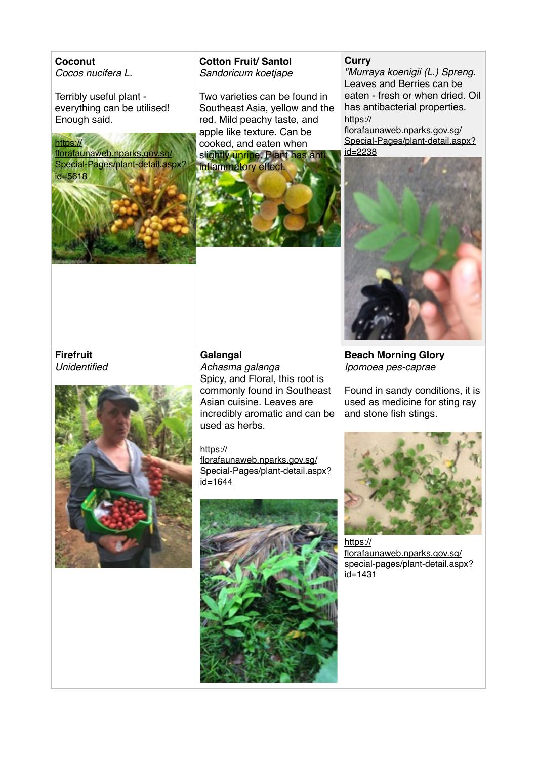**Coconut**
*Cocos nucifera L.*

Terribly useful plant - everything can be utilised! Enough said.

https://florafaunaweb.nparks.gov.sg/Special-Pages/plant-detail.aspx?id=5618

**Cotton Fruit/ Santol**
*Sandoricum koetjape*

Two varieties can be found in Southeast Asia, yellow and the red. Mild peachy taste, and apple like texture. Can be cooked, and eaten when slightly unripe. Plant has anti inflammatory effect.

**Curry**
*"Murraya koenigii (L.) Spreng*.
Leaves and Berries can be eaten - fresh or when dried. Oil has antibacterial properties.
https://florafaunaweb.nparks.gov.sg/Special-Pages/plant-detail.aspx?id=2238

**Firefruit**
*Unidentified*

**Galangal**
*Achasma galanga*
Spicy, and Floral, this root is commonly found in Southeast Asian cuisine. Leaves are incredibly aromatic and can be used as herbs.

https://florafaunaweb.nparks.gov.sg/Special-Pages/plant-detail.aspx?id=1644

**Beach Morning Glory**
*Ipomoea pes-caprae*

Found in sandy conditions, it is used as medicine for sting ray and stone fish stings.

https://florafaunaweb.nparks.gov.sg/special-pages/plant-detail.aspx?id=1431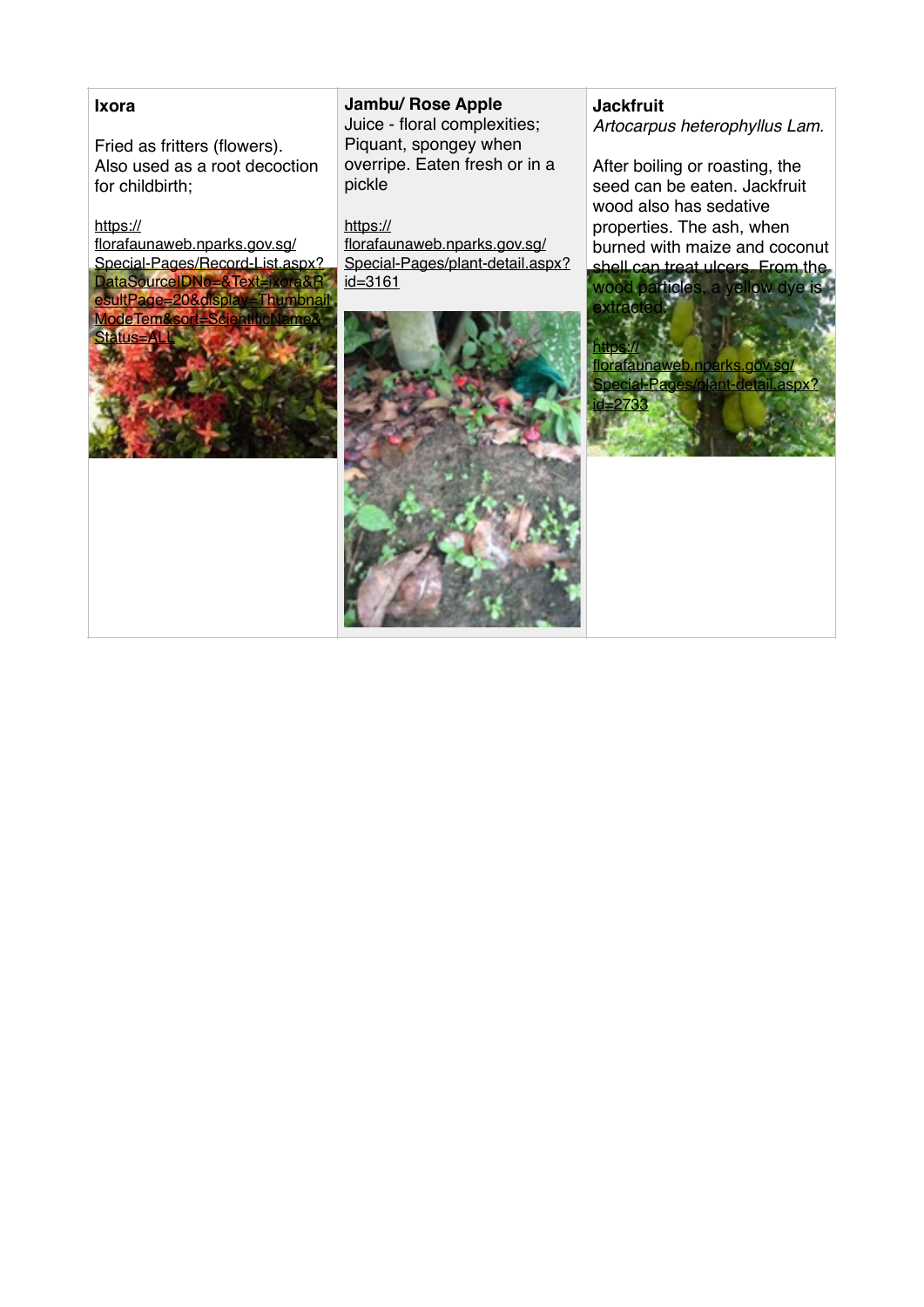| **Ixora** | **Jambu/ Rose Apple** | **Jackfruit** |
| --- | --- | --- |
| Fried as fritters (flowers). Also used as a root decoction for childbirth; https://florafaunaweb.nparks.gov.sg/Special-Pages/Record-List.aspx?DataSourceIDNo=&Text=ixora&ResultPage=20&display=ThumbnailModeTem&sort=ScientificName&Status=ALL | Juice - floral complexities; Piquant, spongey when overripe. Eaten fresh or in a pickle https://florafaunaweb.nparks.gov.sg/Special-Pages/plant-detail.aspx?id=3161 | *Artocarpus heterophyllus Lam.* After boiling or roasting, the seed can be eaten. Jackfruit wood also has sedative properties. The ash, when burned with maize and coconut shell can treat ulcers. From the wood particles, a yellow dye is extracted. https://florafaunaweb.nparks.gov.sg/Special-Pages/plant-detail.aspx?id=2733 |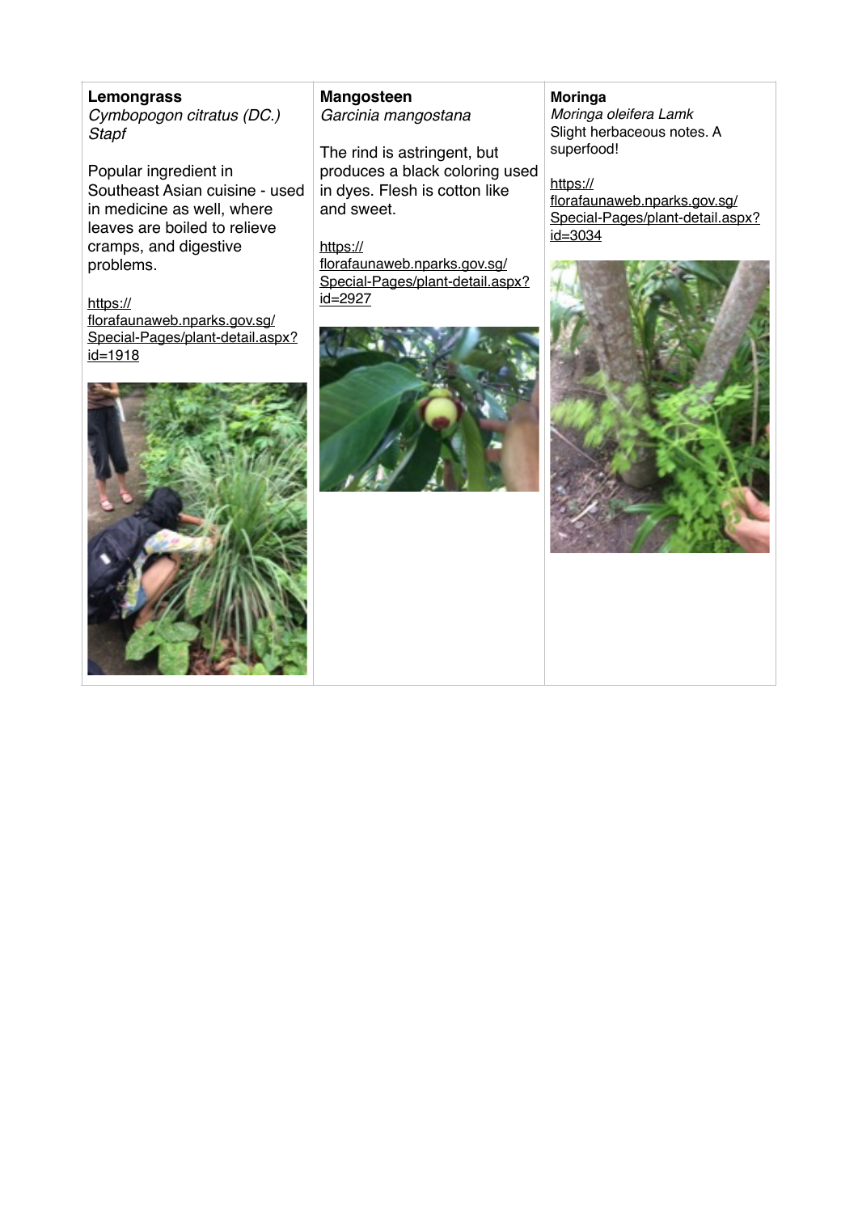| **Lemongrass**<br>*Cymbopogon citratus (DC.) Stapf*<br><br>Popular ingredient in Southeast Asian cuisine - used in medicine as well, where leaves are boiled to relieve cramps, and digestive problems.<br><br>https://florafaunaweb.nparks.gov.sg/Special-Pages/plant-detail.aspx?id=1918 | **Mangosteen**<br>*Garcinia mangostana*<br><br>The rind is astringent, but produces a black coloring used in dyes. Flesh is cotton like and sweet.<br><br>https://florafaunaweb.nparks.gov.sg/Special-Pages/plant-detail.aspx?id=2927 | **Moringa**<br>*Moringa oleifera Lamk*<br>Slight herbaceous notes. A superfood!<br><br>https://florafaunaweb.nparks.gov.sg/Special-Pages/plant-detail.aspx?id=3034 |
|---|---|---|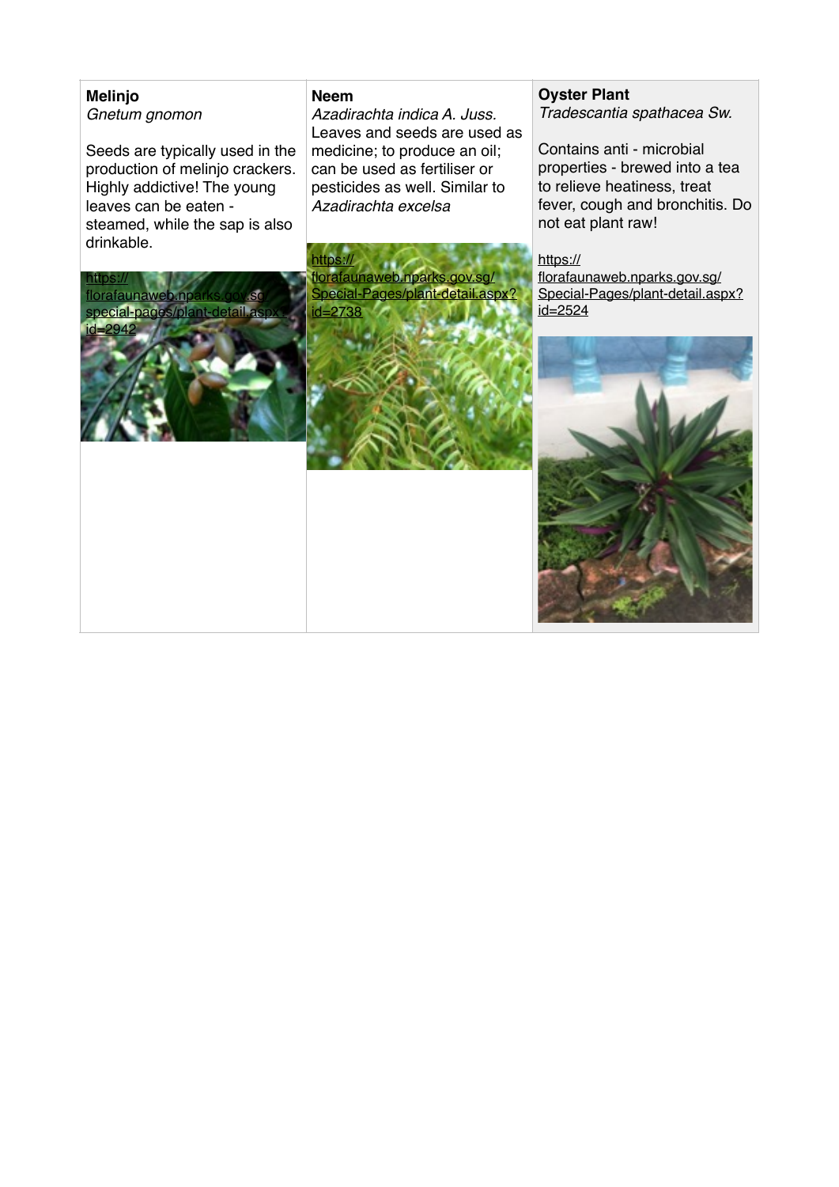| **Melinjo** *Gnetum gnomon* | **Neem** *Azadirachta indica A. Juss.* | **Oyster Plant** *Tradescantia spathacea Sw.* |
| --- | --- | --- |
| Seeds are typically used in the production of melinjo crackers. Highly addictive! The young leaves can be eaten - steamed, while the sap is also drinkable. | Leaves and seeds are used as medicine; to produce an oil; can be used as fertiliser or pesticides as well. Similar to *Azadirachta excelsa* | Contains anti - microbial properties - brewed into a tea to relieve heatiness, treat fever, cough and bronchitis. Do not eat plant raw! |
| https://florafaunaweb.nparks.gov.sg/special-pages/plant-detail.aspx?id=2942 | https://florafaunaweb.nparks.gov.sg/Special-Pages/plant-detail.aspx?id=2738 | https://florafaunaweb.nparks.gov.sg/Special-Pages/plant-detail.aspx?id=2524 |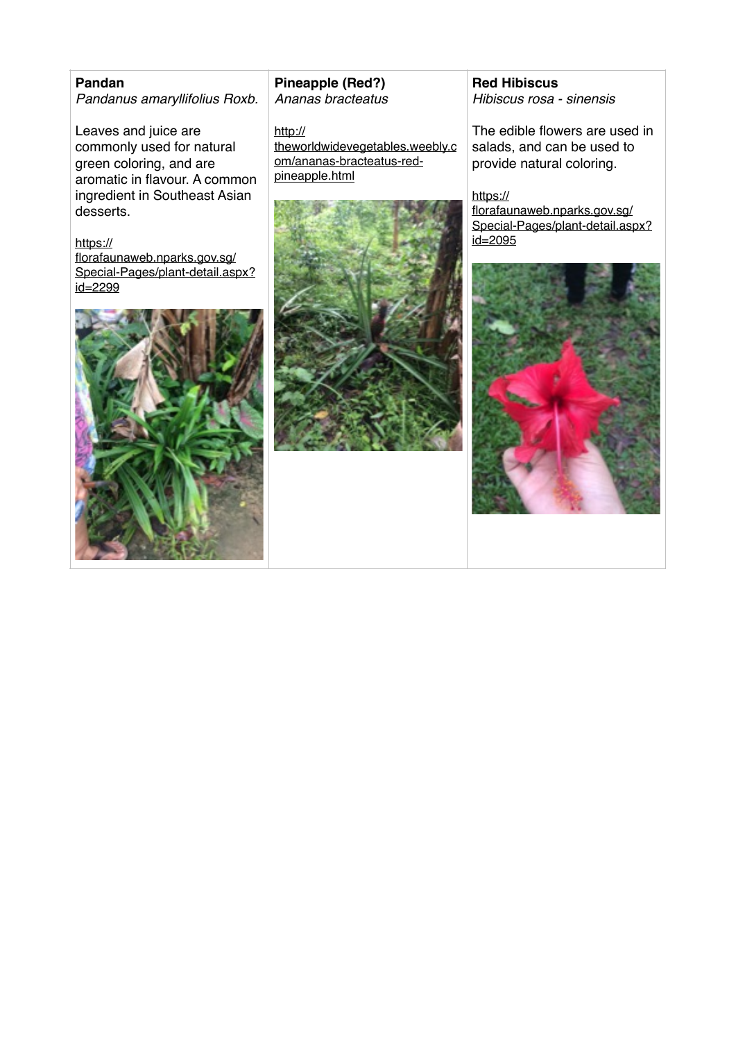| **Pandan**<br>*Pandanus amaryllifolius Roxb.*<br><br>Leaves and juice are commonly used for natural green coloring, and are aromatic in flavour. A common ingredient in Southeast Asian desserts.<br><br>https://florafaunaweb.nparks.gov.sg/Special-Pages/plant-detail.aspx?id=2299 | **Pineapple (Red?)**<br>*Ananas bracteatus*<br><br>http://theworldwidevegetables.weebly.com/ananas-bracteatus-red-pineapple.html | **Red Hibiscus**<br>*Hibiscus rosa - sinensis*<br><br>The edible flowers are used in salads, and can be used to provide natural coloring.<br><br>https://florafaunaweb.nparks.gov.sg/Special-Pages/plant-detail.aspx?id=2095 |
| --- | --- | --- |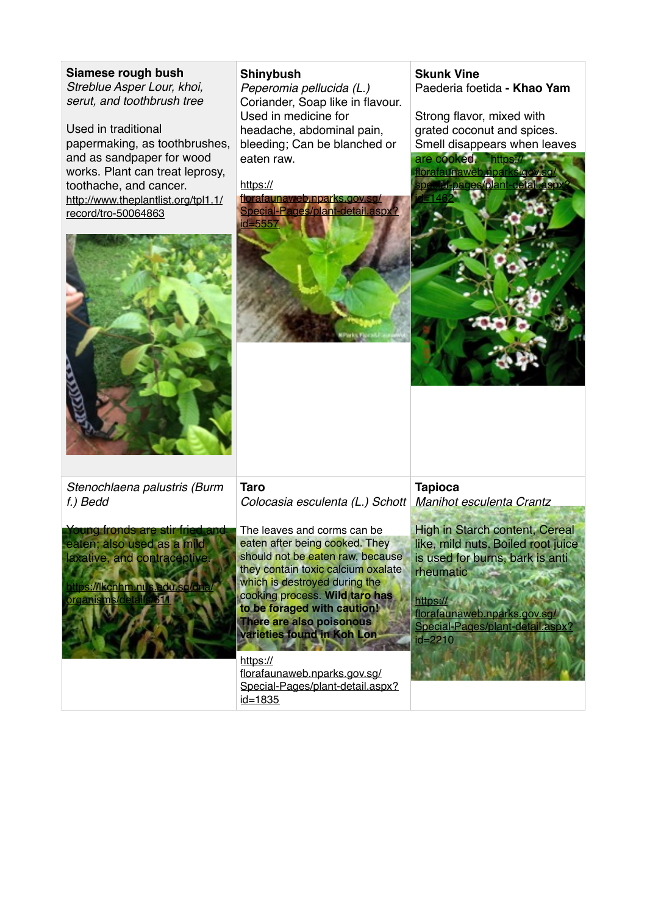| **Siamese rough bush**<br>*Streblue Asper Lour, khoi, serut, and toothbrush tree*<br><br>Used in traditional papermaking, as toothbrushes, and as sandpaper for wood works. Plant can treat leprosy, toothache, and cancer.<br>http://www.theplantlist.org/tpl1.1/record/tro-50064863 | **Shinybush**<br>*Peperomia pellucida (L.)*<br>Coriander, Soap like in flavour. Used in medicine for headache, abdominal pain, bleeding; Can be blanched or eaten raw.<br><br>https://florafaunaweb.nparks.gov.sg/Special-Pages/plant-detail.aspx?id=5557 | **Skunk Vine**<br>Paederia foetida **- Khao Yam**<br><br>Strong flavor, mixed with grated coconut and spices. Smell disappears when leaves are cooked. https://florafaunaweb.nparks.gov.sg/special-pages/plant-detail.aspx?id=1462 |
|---|---|---|
| *Stenochlaena palustris (Burm f.) Bedd*<br><br>Young fronds are stir fried and eaten; also used as a mild laxative, and contraceptive.<br><br>https://lkcnhm.nus.edu.sg/dna/organisms/details/511 | **Taro**<br>*Colocasia esculenta (L.) Schott*<br><br>The leaves and corms can be eaten after being cooked. They should not be eaten raw, because they contain toxic calcium oxalate which is destroyed during the cooking process. **Wild taro has to be foraged with caution! There are also poisonous varieties found in Koh Lon**<br><br>https://florafaunaweb.nparks.gov.sg/Special-Pages/plant-detail.aspx?id=1835 | **Tapioca**<br>*Manihot esculenta Crantz*<br><br>High in Starch content, Cereal like, mild nuts. Boiled root juice is used for burns, bark is anti rheumatic<br><br>https://florafaunaweb.nparks.gov.sg/Special-Pages/plant-detail.aspx?id=2210 |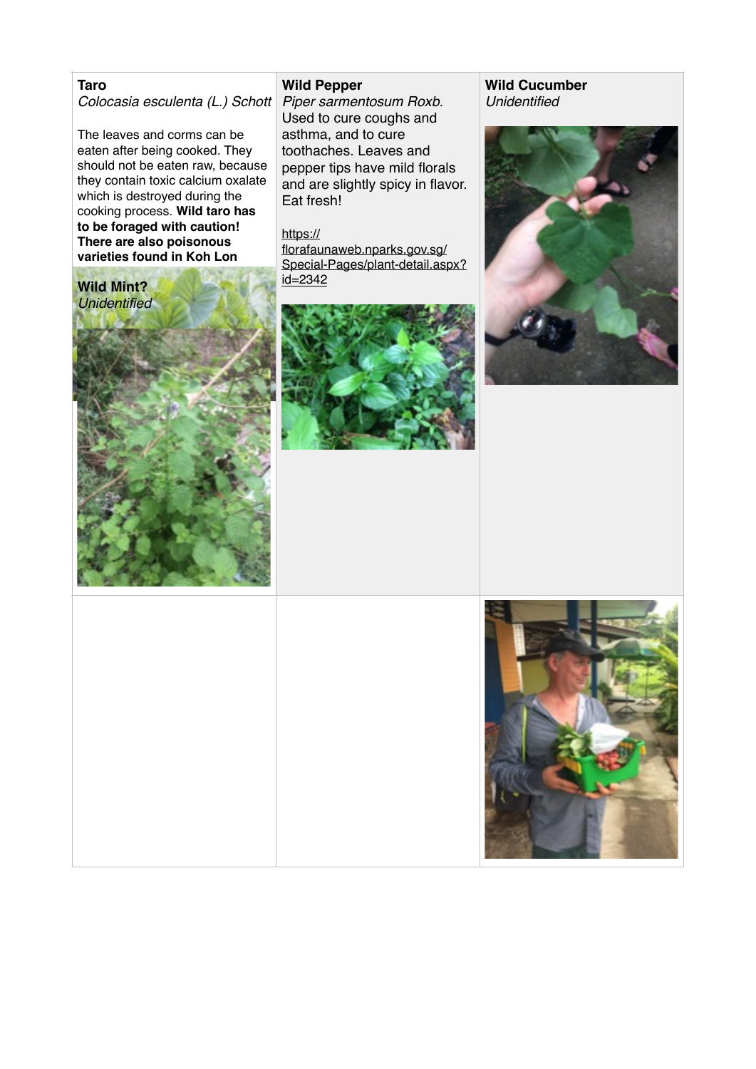| | | |
|---|---|---|
| **Taro**<br>*Colocasia esculenta (L.) Schott*<br><br>The leaves and corms can be eaten after being cooked. They should not be eaten raw, because they contain toxic calcium oxalate which is destroyed during the cooking process. **Wild taro has to be foraged with caution! There are also poisonous varieties found in Koh Lon**<br><br>**Wild Mint?**<br>*Unidentified* | **Wild Pepper**<br>*Piper sarmentosum Roxb.*<br>Used to cure coughs and asthma, and to cure toothaches. Leaves and pepper tips have mild florals and are slightly spicy in flavor. Eat fresh!<br><br>https://florafaunaweb.nparks.gov.sg/Special-Pages/plant-detail.aspx?id=2342 | **Wild Cucumber**<br>*Unidentified* |
| | | |